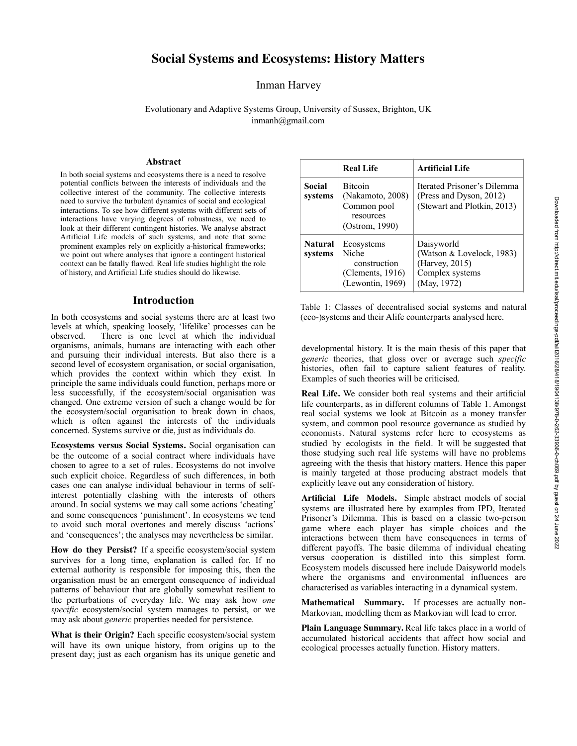# Social Systems and Ecosystems: History Matters

Inman Harvey

Evolutionary and Adaptive Systems Group, University of Sussex, Brighton, UK
inmanh@gmail.com

## Abstract

In both social systems and ecosystems there is a need to resolve potential conflicts between the interests of individuals and the collective interest of the community. The collective interests need to survive the turbulent dynamics of social and ecological interactions. To see how different systems with different sets of interactions have varying degrees of robustness, we need to look at their different contingent histories. We analyse abstract Artificial Life models of such systems, and note that some prominent examples rely on explicitly a-historical frameworks; we point out where analyses that ignore a contingent historical context can be fatally flawed. Real life studies highlight the role of history, and Artificial Life studies should do likewise.

## Introduction

In both ecosystems and social systems there are at least two levels at which, speaking loosely, 'lifelike' processes can be observed. There is one level at which the individual organisms, animals, humans are interacting with each other and pursuing their individual interests. But also there is a second level of ecosystem organisation, or social organisation, which provides the context within which they exist. In principle the same individuals could function, perhaps more or less successfully, if the ecosystem/social organisation was changed. One extreme version of such a change would be for the ecosystem/social organisation to break down in chaos, which is often against the interests of the individuals concerned. Systems survive or die, just as individuals do.

**Ecosystems versus Social Systems.** Social organisation can be the outcome of a social contract where individuals have chosen to agree to a set of rules. Ecosystems do not involve such explicit choice. Regardless of such differences, in both cases one can analyse individual behaviour in terms of self-interest potentially clashing with the interests of others around. In social systems we may call some actions 'cheating' and some consequences 'punishment'. In ecosystems we tend to avoid such moral overtones and merely discuss 'actions' and 'consequences'; the analyses may nevertheless be similar.

**How do they Persist?** If a specific ecosystem/social system survives for a long time, explanation is called for. If no external authority is responsible for imposing this, then the organisation must be an emergent consequence of individual patterns of behaviour that are globally somewhat resilient to the perturbations of everyday life. We may ask how *one specific* ecosystem/social system manages to persist, or we may ask about *generic* properties needed for persistence.

**What is their Origin?** Each specific ecosystem/social system will have its own unique history, from origins up to the present day; just as each organism has its unique genetic and developmental history. It is the main thesis of this paper that *generic* theories, that gloss over or average such *specific* histories, often fail to capture salient features of reality. Examples of such theories will be criticised.

| | **Real Life** | **Artificial Life** |
|---|---|---|
| **Social systems** | Bitcoin (Nakamoto, 2008) Common pool resources (Ostrom, 1990) | Iterated Prisoner's Dilemma (Press and Dyson, 2012) (Stewart and Plotkin, 2013) |
| **Natural systems** | Ecosystems Niche construction (Clements, 1916) (Lewontin, 1969) | Daisyworld (Watson & Lovelock, 1983) (Harvey, 2015) Complex systems (May, 1972) |

Table 1: Classes of decentralised social systems and natural (eco-)systems and their Alife counterparts analysed here.

**Real Life.** We consider both real systems and their artificial life counterparts, as in different columns of Table 1. Amongst real social systems we look at Bitcoin as a money transfer system, and common pool resource governance as studied by economists. Natural systems refer here to ecosystems as studied by ecologists in the field. It will be suggested that those studying such real life systems will have no problems agreeing with the thesis that history matters. Hence this paper is mainly targeted at those producing abstract models that explicitly leave out any consideration of history.

**Artificial Life Models.** Simple abstract models of social systems are illustrated here by examples from IPD, Iterated Prisoner's Dilemma. This is based on a classic two-person game where each player has simple choices and the interactions between them have consequences in terms of different payoffs. The basic dilemma of individual cheating versus cooperation is distilled into this simplest form. Ecosystem models discussed here include Daisyworld models where the organisms and environmental influences are characterised as variables interacting in a dynamical system.

**Mathematical Summary.** If processes are actually non-Markovian, modelling them as Markovian will lead to error.

**Plain Language Summary.** Real life takes place in a world of accumulated historical accidents that affect how social and ecological processes actually function. History matters.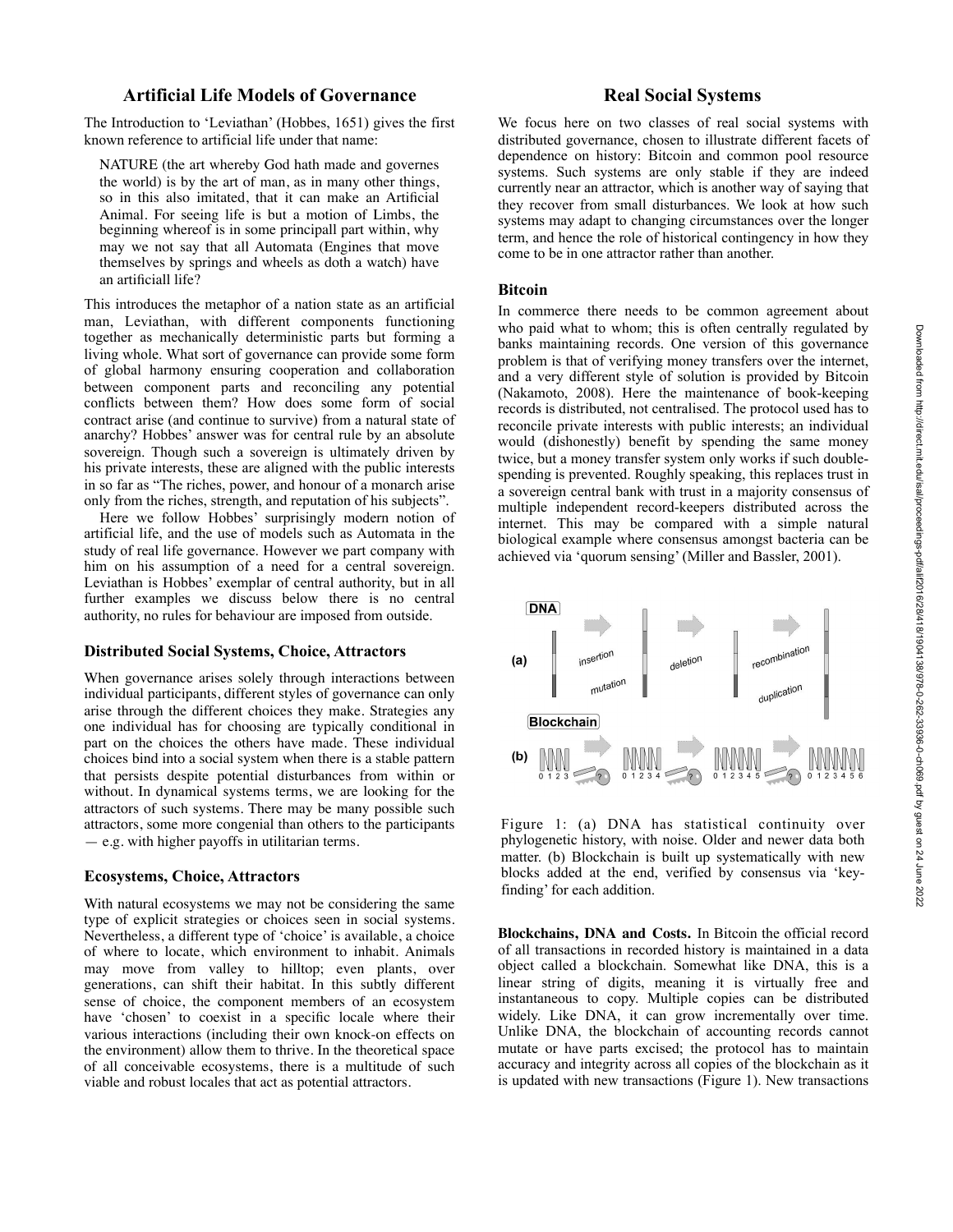## Artificial Life Models of Governance

The Introduction to 'Leviathan' (Hobbes, 1651) gives the first known reference to artificial life under that name:

> NATURE (the art whereby God hath made and governes the world) is by the art of man, as in many other things, so in this also imitated, that it can make an Artificial Animal. For seeing life is but a motion of Limbs, the beginning whereof is in some principall part within, why may we not say that all Automata (Engines that move themselves by springs and wheels as doth a watch) have an artificiall life?

This introduces the metaphor of a nation state as an artificial man, Leviathan, with different components functioning together as mechanically deterministic parts but forming a living whole. What sort of governance can provide some form of global harmony ensuring cooperation and collaboration between component parts and reconciling any potential conflicts between them? How does some form of social contract arise (and continue to survive) from a natural state of anarchy? Hobbes' answer was for central rule by an absolute sovereign. Though such a sovereign is ultimately driven by his private interests, these are aligned with the public interests in so far as "The riches, power, and honour of a monarch arise only from the riches, strength, and reputation of his subjects".

Here we follow Hobbes' surprisingly modern notion of artificial life, and the use of models such as Automata in the study of real life governance. However we part company with him on his assumption of a need for a central sovereign. Leviathan is Hobbes' exemplar of central authority, but in all further examples we discuss below there is no central authority, no rules for behaviour are imposed from outside.

### Distributed Social Systems, Choice, Attractors

When governance arises solely through interactions between individual participants, different styles of governance can only arise through the different choices they make. Strategies any one individual has for choosing are typically conditional in part on the choices the others have made. These individual choices bind into a social system when there is a stable pattern that persists despite potential disturbances from within or without. In dynamical systems terms, we are looking for the attractors of such systems. There may be many possible such attractors, some more congenial than others to the participants — e.g. with higher payoffs in utilitarian terms.

### Ecosystems, Choice, Attractors

With natural ecosystems we may not be considering the same type of explicit strategies or choices seen in social systems. Nevertheless, a different type of 'choice' is available, a choice of where to locate, which environment to inhabit. Animals may move from valley to hilltop; even plants, over generations, can shift their habitat. In this subtly different sense of choice, the component members of an ecosystem have 'chosen' to coexist in a specific locale where their various interactions (including their own knock-on effects on the environment) allow them to thrive. In the theoretical space of all conceivable ecosystems, there is a multitude of such viable and robust locales that act as potential attractors.

## Real Social Systems

We focus here on two classes of real social systems with distributed governance, chosen to illustrate different facets of dependence on history: Bitcoin and common pool resource systems. Such systems are only stable if they are indeed currently near an attractor, which is another way of saying that they recover from small disturbances. We look at how such systems may adapt to changing circumstances over the longer term, and hence the role of historical contingency in how they come to be in one attractor rather than another.

### Bitcoin

In commerce there needs to be common agreement about who paid what to whom; this is often centrally regulated by banks maintaining records. One version of this governance problem is that of verifying money transfers over the internet, and a very different style of solution is provided by Bitcoin (Nakamoto, 2008). Here the maintenance of book-keeping records is distributed, not centralised. The protocol used has to reconcile private interests with public interests; an individual would (dishonestly) benefit by spending the same money twice, but a money transfer system only works if such double-spending is prevented. Roughly speaking, this replaces trust in a sovereign central bank with trust in a majority consensus of multiple independent record-keepers distributed across the internet. This may be compared with a simple natural biological example where consensus amongst bacteria can be achieved via 'quorum sensing' (Miller and Bassler, 2001).

Figure 1: (a) DNA has statistical continuity over phylogenetic history, with noise. Older and newer data both matter. (b) Blockchain is built up systematically with new blocks added at the end, verified by consensus via 'key-finding' for each addition.

**Blockchains, DNA and Costs.** In Bitcoin the official record of all transactions in recorded history is maintained in a data object called a blockchain. Somewhat like DNA, this is a linear string of digits, meaning it is virtually free and instantaneous to copy. Multiple copies can be distributed widely. Like DNA, it can grow incrementally over time. Unlike DNA, the blockchain of accounting records cannot mutate or have parts excised; the protocol has to maintain accuracy and integrity across all copies of the blockchain as it is updated with new transactions (Figure 1). New transactions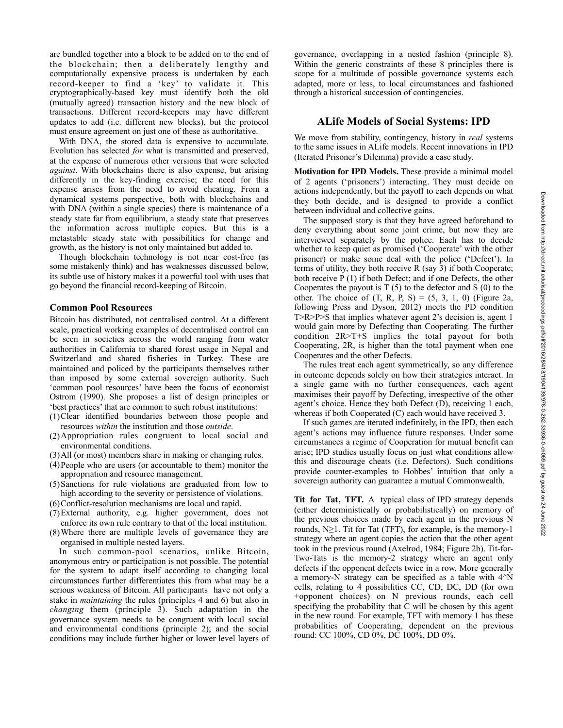are bundled together into a block to be added on to the end of the blockchain; then a deliberately lengthy and computationally expensive process is undertaken by each record-keeper to find a 'key' to validate it. This cryptographically-based key must identify both the old (mutually agreed) transaction history and the new block of transactions. Different record-keepers may have different updates to add (i.e. different new blocks), but the protocol must ensure agreement on just one of these as authoritative.

With DNA, the stored data is expensive to accumulate. Evolution has selected *for* what is transmitted and preserved, at the expense of numerous other versions that were selected *against*. With blockchains there is also expense, but arising differently in the key-finding exercise; the need for this expense arises from the need to avoid cheating. From a dynamical systems perspective, both with blockchains and with DNA (within a single species) there is maintenance of a steady state far from equilibrium, a steady state that preserves the information across multiple copies. But this is a metastable steady state with possibilities for change and growth, as the history is not only maintained but added to.

Though blockchain technology is not near cost-free (as some mistakenly think) and has weaknesses discussed below, its subtle use of history makes it a powerful tool with uses that go beyond the financial record-keeping of Bitcoin.

### Common Pool Resources

Bitcoin has distributed, not centralised control. At a different scale, practical working examples of decentralised control can be seen in societies across the world ranging from water authorities in California to shared forest usage in Nepal and Switzerland and shared fisheries in Turkey. These are maintained and policed by the participants themselves rather than imposed by some external sovereign authority. Such 'common pool resources' have been the focus of economist Ostrom (1990). She proposes a list of design principles or 'best practices' that are common to such robust institutions:

(1) Clear identified boundaries between those people and resources *within* the institution and those *outside*.
(2) Appropriation rules congruent to local social and environmental conditions.
(3) All (or most) members share in making or changing rules.
(4) People who are users (or accountable to them) monitor the appropriation and resource management.
(5) Sanctions for rule violations are graduated from low to high according to the severity or persistence of violations.
(6) Conflict-resolution mechanisms are local and rapid.
(7) External authority, e.g. higher government, does not enforce its own rule contrary to that of the local institution.
(8) Where there are multiple levels of governance they are organised in multiple nested layers.

In such common-pool scenarios, unlike Bitcoin, anonymous entry or participation is not possible. The potential for the system to adapt itself according to changing local circumstances further differentiates this from what may be a serious weakness of Bitcoin. All participants have not only a stake in *maintaining* the rules (principles 4 and 6) but also in *changing* them (principle 3). Such adaptation in the governance system needs to be congruent with local social and environmental conditions (principle 2); and the social conditions may include further higher or lower level layers of governance, overlapping in a nested fashion (principle 8). Within the generic constraints of these 8 principles there is scope for a multitude of possible governance systems each adapted, more or less, to local circumstances and fashioned through a historical succession of contingencies.

## ALife Models of Social Systems: IPD

We move from stability, contingency, history in *real* systems to the same issues in ALife models. Recent innovations in IPD (Iterated Prisoner's Dilemma) provide a case study.

**Motivation for IPD Models.** These provide a minimal model of 2 agents ('prisoners') interacting. They must decide on actions independently, but the payoff to each depends on what they both decide, and is designed to provide a conflict between individual and collective gains.

The supposed story is that they have agreed beforehand to deny everything about some joint crime, but now they are interviewed separately by the police. Each has to decide whether to keep quiet as promised ('Cooperate' with the other prisoner) or make some deal with the police ('Defect'). In terms of utility, they both receive R (say 3) if both Cooperate; both receive P (1) if both Defect; and if one Defects, the other Cooperates the payout is T (5) to the defector and S (0) to the other. The choice of (T, R, P, S) = (5, 3, 1, 0) (Figure 2a, following Press and Dyson, 2012) meets the PD condition $T>R>P>S$ that implies whatever agent 2's decision is, agent 1 would gain more by Defecting than Cooperating. The further condition $2R>T+S$ implies the total payout for both Cooperating, 2R, is higher than the total payment when one Cooperates and the other Defects.

The rules treat each agent symmetrically, so any difference in outcome depends solely on how their strategies interact. In a single game with no further consequences, each agent maximises their payoff by Defecting, irrespective of the other agent's choice. Hence they both Defect (D), receiving 1 each, whereas if both Cooperated (C) each would have received 3.

If such games are iterated indefinitely, in the IPD, then each agent's actions may influence future responses. Under some circumstances a regime of Cooperation for mutual benefit can arise; IPD studies usually focus on just what conditions allow this and discourage cheats (i.e. Defectors). Such conditions provide counter-examples to Hobbes' intuition that only a sovereign authority can guarantee a mutual Commonwealth.

**Tit for Tat, TFT.** A typical class of IPD strategy depends (either deterministically or probabilistically) on memory of the previous choices made by each agent in the previous N rounds, $N \geq 1$. Tit for Tat (TFT), for example, is the memory-1 strategy where an agent copies the action that the other agent took in the previous round (Axelrod, 1984; Figure 2b). Tit-for-Two-Tats is the memory-2 strategy where an agent only defects if the opponent defects twice in a row. More generally a memory-N strategy can be specified as a table with $4^N$ cells, relating to 4 possibilities CC, CD, DC, DD (for own +opponent choices) on N previous rounds, each cell specifying the probability that C will be chosen by this agent in the new round. For example, TFT with memory 1 has these probabilities of Cooperating, dependent on the previous round: CC 100%, CD 0%, DC 100%, DD 0%.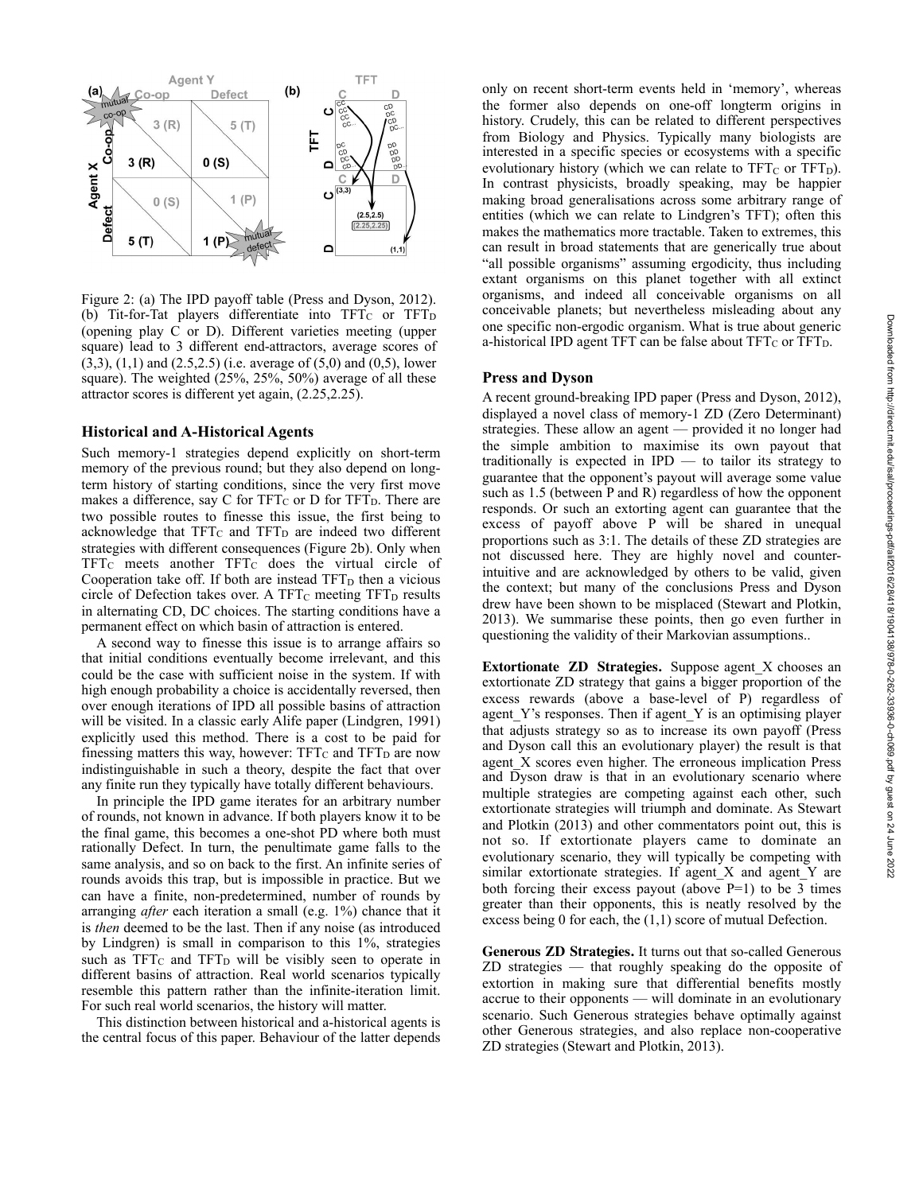Figure 2: (a) The IPD payoff table (Press and Dyson, 2012). (b) Tit-for-Tat players differentiate into $TFT_C$ or $TFT_D$ (opening play C or D). Different varieties meeting (upper square) lead to 3 different end-attractors, average scores of (3,3), (1,1) and (2.5,2.5) (i.e. average of (5,0) and (0,5), lower square). The weighted (25%, 25%, 50%) average of all these attractor scores is different yet again, (2.25,2.25).

## Historical and A-Historical Agents

Such memory-1 strategies depend explicitly on short-term memory of the previous round; but they also depend on long-term history of starting conditions, since the very first move makes a difference, say C for $TFT_C$ or D for $TFT_D$. There are two possible routes to finesse this issue, the first being to acknowledge that $TFT_C$ and $TFT_D$ are indeed two different strategies with different consequences (Figure 2b). Only when $TFT_C$ meets another $TFT_C$ does the virtual circle of Cooperation take off. If both are instead $TFT_D$ then a vicious circle of Defection takes over. A $TFT_C$ meeting $TFT_D$ results in alternating CD, DC choices. The starting conditions have a permanent effect on which basin of attraction is entered.

A second way to finesse this issue is to arrange affairs so that initial conditions eventually become irrelevant, and this could be the case with sufficient noise in the system. If with high enough probability a choice is accidentally reversed, then over enough iterations of IPD all possible basins of attraction will be visited. In a classic early Alife paper (Lindgren, 1991) explicitly used this method. There is a cost to be paid for finessing matters this way, however: $TFT_C$ and $TFT_D$ are now indistinguishable in such a theory, despite the fact that over any finite run they typically have totally different behaviours.

In principle the IPD game iterates for an arbitrary number of rounds, not known in advance. If both players know it to be the final game, this becomes a one-shot PD where both must rationally Defect. In turn, the penultimate game falls to the same analysis, and so on back to the first. An infinite series of rounds avoids this trap, but is impossible in practice. But we can have a finite, non-predetermined, number of rounds by arranging *after* each iteration a small (e.g. 1%) chance that it is *then* deemed to be the last. Then if any noise (as introduced by Lindgren) is small in comparison to this 1%, strategies such as $TFT_C$ and $TFT_D$ will be visibly seen to operate in different basins of attraction. Real world scenarios typically resemble this pattern rather than the infinite-iteration limit. For such real world scenarios, the history will matter.

This distinction between historical and a-historical agents is the central focus of this paper. Behaviour of the latter depends only on recent short-term events held in 'memory', whereas the former also depends on one-off longterm origins in history. Crudely, this can be related to different perspectives from Biology and Physics. Typically many biologists are interested in a specific species or ecosystems with a specific evolutionary history (which we can relate to $TFT_C$ or $TFT_D$). In contrast physicists, broadly speaking, may be happier making broad generalisations across some arbitrary range of entities (which we can relate to Lindgren's TFT); often this makes the mathematics more tractable. Taken to extremes, this can result in broad statements that are generically true about "all possible organisms" assuming ergodicity, thus including extant organisms on this planet together with all extinct organisms, and indeed all conceivable organisms on all conceivable planets; but nevertheless misleading about any one specific non-ergodic organism. What is true about generic a-historical IPD agent TFT can be false about $TFT_C$ or $TFT_D$.

## Press and Dyson

A recent ground-breaking IPD paper (Press and Dyson, 2012), displayed a novel class of memory-1 ZD (Zero Determinant) strategies. These allow an agent — provided it no longer had the simple ambition to maximise its own payout that traditionally is expected in IPD — to tailor its strategy to guarantee that the opponent's payout will average some value such as 1.5 (between P and R) regardless of how the opponent responds. Or such an extorting agent can guarantee that the excess of payoff above P will be shared in unequal proportions such as 3:1. The details of these ZD strategies are not discussed here. They are highly novel and counter-intuitive and are acknowledged by others to be valid, given the context; but many of the conclusions Press and Dyson drew have been shown to be misplaced (Stewart and Plotkin, 2013). We summarise these points, then go even further in questioning the validity of their Markovian assumptions..

**Extortionate ZD Strategies.** Suppose agent_X chooses an extortionate ZD strategy that gains a bigger proportion of the excess rewards (above a base-level of P) regardless of agent_Y's responses. Then if agent_Y is an optimising player that adjusts strategy so as to increase its own payoff (Press and Dyson call this an evolutionary player) the result is that agent_X scores even higher. The erroneous implication Press and Dyson draw is that in an evolutionary scenario where multiple strategies are competing against each other, such extortionate strategies will triumph and dominate. As Stewart and Plotkin (2013) and other commentators point out, this is not so. If extortionate players came to dominate an evolutionary scenario, they will typically be competing with similar extortionate strategies. If agent_X and agent_Y are both forcing their excess payout (above P=1) to be 3 times greater than their opponents, this is neatly resolved by the excess being 0 for each, the (1,1) score of mutual Defection.

**Generous ZD Strategies.** It turns out that so-called Generous ZD strategies — that roughly speaking do the opposite of extortion in making sure that differential benefits mostly accrue to their opponents — will dominate in an evolutionary scenario. Such Generous strategies behave optimally against other Generous strategies, and also replace non-cooperative ZD strategies (Stewart and Plotkin, 2013).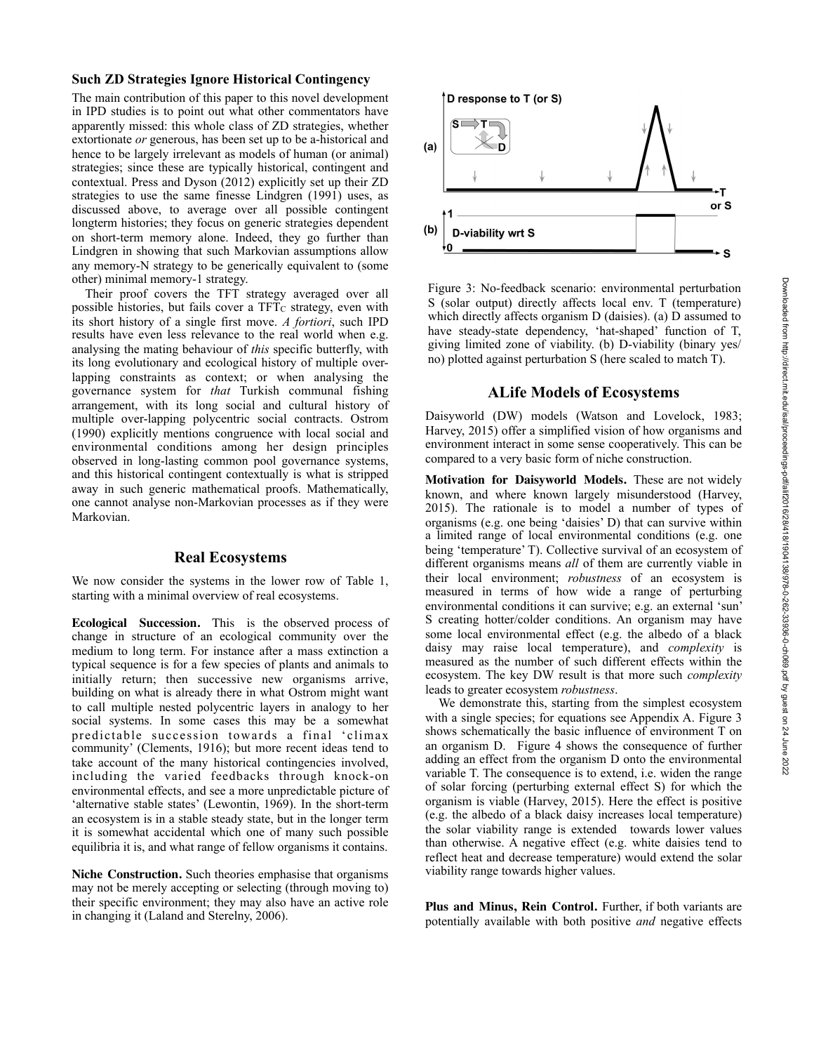## Such ZD Strategies Ignore Historical Contingency

The main contribution of this paper to this novel development in IPD studies is to point out what other commentators have apparently missed: this whole class of ZD strategies, whether extortionate *or* generous, has been set up to be a-historical and hence to be largely irrelevant as models of human (or animal) strategies; since these are typically historical, contingent and contextual. Press and Dyson (2012) explicitly set up their ZD strategies to use the same finesse Lindgren (1991) uses, as discussed above, to average over all possible contingent longterm histories; they focus on generic strategies dependent on short-term memory alone. Indeed, they go further than Lindgren in showing that such Markovian assumptions allow any memory-N strategy to be generically equivalent to (some other) minimal memory-1 strategy.

Their proof covers the TFT strategy averaged over all possible histories, but fails cover a $TFT_C$ strategy, even with its short history of a single first move. *A fortiori*, such IPD results have even less relevance to the real world when e.g. analysing the mating behaviour of *this* specific butterfly, with its long evolutionary and ecological history of multiple over-lapping constraints as context; or when analysing the governance system for *that* Turkish communal fishing arrangement, with its long social and cultural history of multiple over-lapping polycentric social contracts. Ostrom (1990) explicitly mentions congruence with local social and environmental conditions among her design principles observed in long-lasting common pool governance systems, and this historical contingent contextually is what is stripped away in such generic mathematical proofs. Mathematically, one cannot analyse non-Markovian processes as if they were Markovian.

## Real Ecosystems

We now consider the systems in the lower row of Table 1, starting with a minimal overview of real ecosystems.

**Ecological Succession.** This is the observed process of change in structure of an ecological community over the medium to long term. For instance after a mass extinction a typical sequence is for a few species of plants and animals to initially return; then successive new organisms arrive, building on what is already there in what Ostrom might want to call multiple nested polycentric layers in analogy to her social systems. In some cases this may be a somewhat predictable succession towards a final 'climax community' (Clements, 1916); but more recent ideas tend to take account of the many historical contingencies involved, including the varied feedbacks through knock-on environmental effects, and see a more unpredictable picture of 'alternative stable states' (Lewontin, 1969). In the short-term an ecosystem is in a stable steady state, but in the longer term it is somewhat accidental which one of many such possible equilibria it is, and what range of fellow organisms it contains.

**Niche Construction.** Such theories emphasise that organisms may not be merely accepting or selecting (through moving to) their specific environment; they may also have an active role in changing it (Laland and Sterelny, 2006).

Figure 3: No-feedback scenario: environmental perturbation S (solar output) directly affects local env. T (temperature) which directly affects organism D (daisies). (a) D assumed to have steady-state dependency, 'hat-shaped' function of T, giving limited zone of viability. (b) D-viability (binary yes/no) plotted against perturbation S (here scaled to match T).

## ALife Models of Ecosystems

Daisyworld (DW) models (Watson and Lovelock, 1983; Harvey, 2015) offer a simplified vision of how organisms and environment interact in some sense cooperatively. This can be compared to a very basic form of niche construction.

**Motivation for Daisyworld Models.** These are not widely known, and where known largely misunderstood (Harvey, 2015). The rationale is to model a number of types of organisms (e.g. one being 'daisies' D) that can survive within a limited range of local environmental conditions (e.g. one being 'temperature' T). Collective survival of an ecosystem of different organisms means *all* of them are currently viable in their local environment; *robustness* of an ecosystem is measured in terms of how wide a range of perturbing environmental conditions it can survive; e.g. an external 'sun' S creating hotter/colder conditions. An organism may have some local environmental effect (e.g. the albedo of a black daisy may raise local temperature), and *complexity* is measured as the number of such different effects within the ecosystem. The key DW result is that more such *complexity* leads to greater ecosystem *robustness*.

We demonstrate this, starting from the simplest ecosystem with a single species; for equations see Appendix A. Figure 3 shows schematically the basic influence of environment T on an organism D. Figure 4 shows the consequence of further adding an effect from the organism D onto the environmental variable T. The consequence is to extend, i.e. widen the range of solar forcing (perturbing external effect S) for which the organism is viable (Harvey, 2015). Here the effect is positive (e.g. the albedo of a black daisy increases local temperature) the solar viability range is extended towards lower values than otherwise. A negative effect (e.g. white daisies tend to reflect heat and decrease temperature) would extend the solar viability range towards higher values.

**Plus and Minus, Rein Control.** Further, if both variants are potentially available with both positive *and* negative effects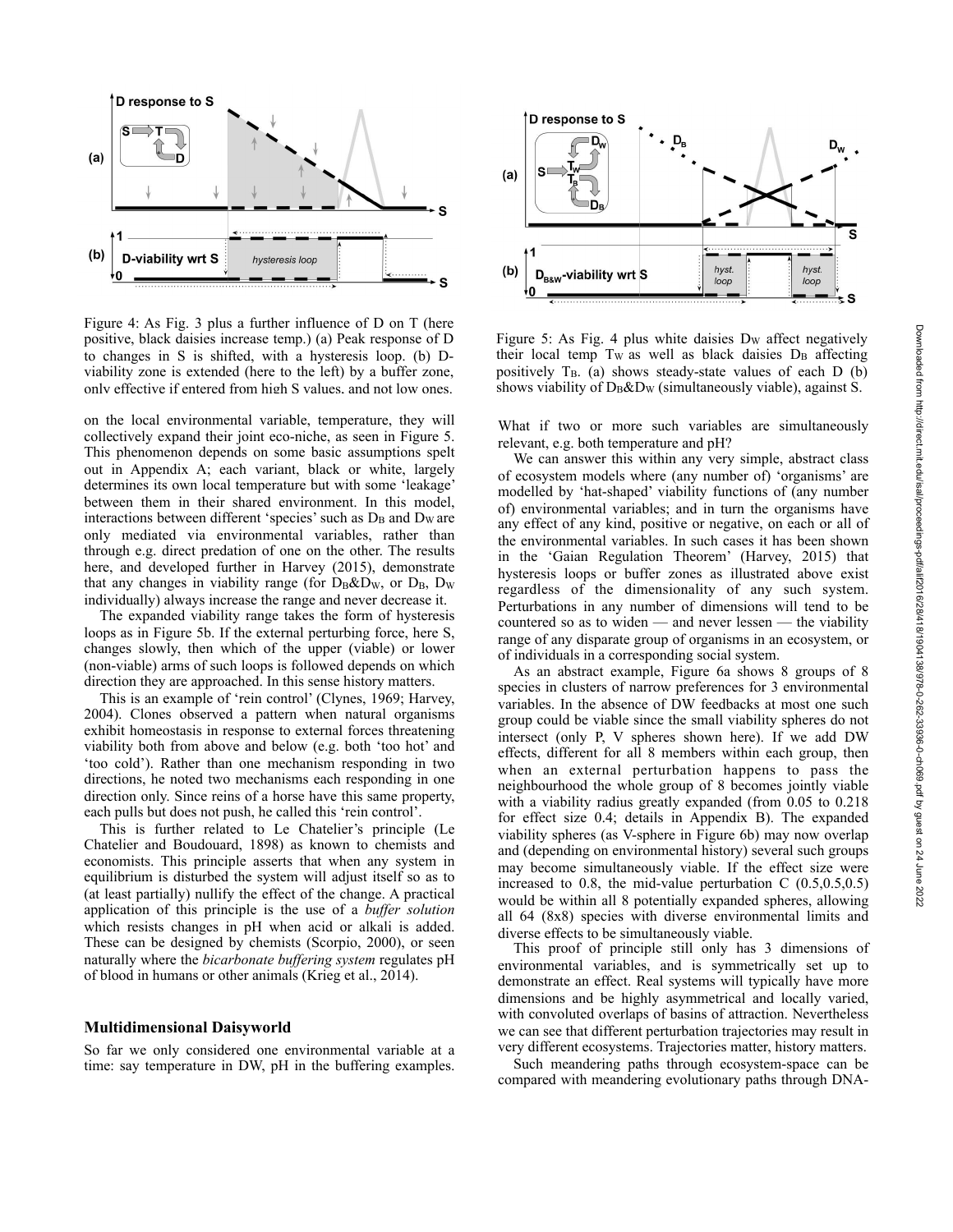Figure 4: As Fig. 3 plus a further influence of D on T (here positive, black daisies increase temp.) (a) Peak response of D to changes in S is shifted, with a hysteresis loop. (b) D-viability zone is extended (here to the left) by a buffer zone, only effective if entered from high S values, and not low ones.

Figure 5: As Fig. 4 plus white daisies $D_W$ affect negatively their local temp $T_W$ as well as black daisies $D_B$ affecting positively $T_B$. (a) shows steady-state values of each D (b) shows viability of $D_B$&$D_W$ (simultaneously viable), against S.

on the local environmental variable, temperature, they will collectively expand their joint eco-niche, as seen in Figure 5. This phenomenon depends on some basic assumptions spelt out in Appendix A; each variant, black or white, largely determines its own local temperature but with some 'leakage' between them in their shared environment. In this model, interactions between different 'species' such as $D_B$ and $D_W$ are only mediated via environmental variables, rather than through e.g. direct predation of one on the other. The results here, and developed further in Harvey (2015), demonstrate that any changes in viability range (for $D_B$&$D_W$, or $D_B$, $D_W$ individually) always increase the range and never decrease it.

The expanded viability range takes the form of hysteresis loops as in Figure 5b. If the external perturbing force, here S, changes slowly, then which of the upper (viable) or lower (non-viable) arms of such loops is followed depends on which direction they are approached. In this sense history matters.

This is an example of 'rein control' (Clynes, 1969; Harvey, 2004). Clones observed a pattern when natural organisms exhibit homeostasis in response to external forces threatening viability both from above and below (e.g. both 'too hot' and 'too cold'). Rather than one mechanism responding in two directions, he noted two mechanisms each responding in one direction only. Since reins of a horse have this same property, each pulls but does not push, he called this 'rein control'.

This is further related to Le Chatelier's principle (Le Chatelier and Boudouard, 1898) as known to chemists and economists. This principle asserts that when any system in equilibrium is disturbed the system will adjust itself so as to (at least partially) nullify the effect of the change. A practical application of this principle is the use of a *buffer solution* which resists changes in pH when acid or alkali is added. These can be designed by chemists (Scorpio, 2000), or seen naturally where the *bicarbonate buffering system* regulates pH of blood in humans or other animals (Krieg et al., 2014).

## Multidimensional Daisyworld

So far we only considered one environmental variable at a time: say temperature in DW, pH in the buffering examples. What if two or more such variables are simultaneously relevant, e.g. both temperature and pH?

We can answer this within any very simple, abstract class of ecosystem models where (any number of) 'organisms' are modelled by 'hat-shaped' viability functions of (any number of) environmental variables; and in turn the organisms have any effect of any kind, positive or negative, on each or all of the environmental variables. In such cases it has been shown in the 'Gaian Regulation Theorem' (Harvey, 2015) that hysteresis loops or buffer zones as illustrated above exist regardless of the dimensionality of any such system. Perturbations in any number of dimensions will tend to be countered so as to widen — and never lessen — the viability range of any disparate group of organisms in an ecosystem, or of individuals in a corresponding social system.

As an abstract example, Figure 6a shows 8 groups of 8 species in clusters of narrow preferences for 3 environmental variables. In the absence of DW feedbacks at most one such group could be viable since the small viability spheres do not intersect (only P, V spheres shown here). If we add DW effects, different for all 8 members within each group, then when an external perturbation happens to pass the neighbourhood the whole group of 8 becomes jointly viable with a viability radius greatly expanded (from 0.05 to 0.218 for effect size 0.4; details in Appendix B). The expanded viability spheres (as V-sphere in Figure 6b) may now overlap and (depending on environmental history) several such groups may become simultaneously viable. If the effect size were increased to 0.8, the mid-value perturbation C (0.5,0.5,0.5) would be within all 8 potentially expanded spheres, allowing all 64 (8x8) species with diverse environmental limits and diverse effects to be simultaneously viable.

This proof of principle still only has 3 dimensions of environmental variables, and is symmetrically set up to demonstrate an effect. Real systems will typically have more dimensions and be highly asymmetrical and locally varied, with convoluted overlaps of basins of attraction. Nevertheless we can see that different perturbation trajectories may result in very different ecosystems. Trajectories matter, history matters.

Such meandering paths through ecosystem-space can be compared with meandering evolutionary paths through DNA-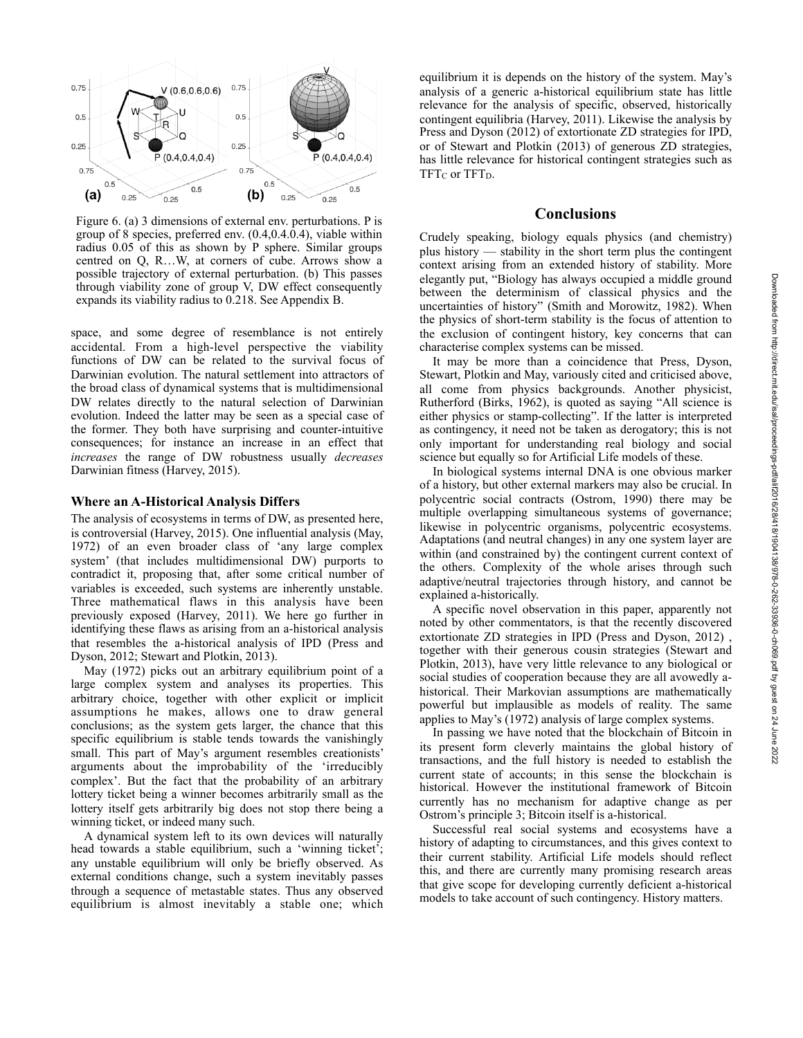Figure 6. (a) 3 dimensions of external env. perturbations. P is group of 8 species, preferred env. (0.4,0.4.0.4), viable within radius 0.05 of this as shown by P sphere. Similar groups centred on Q, R…W, at corners of cube. Arrows show a possible trajectory of external perturbation. (b) This passes through viability zone of group V, DW effect consequently expands its viability radius to 0.218. See Appendix B.

space, and some degree of resemblance is not entirely accidental. From a high-level perspective the viability functions of DW can be related to the survival focus of Darwinian evolution. The natural settlement into attractors of the broad class of dynamical systems that is multidimensional DW relates directly to the natural selection of Darwinian evolution. Indeed the latter may be seen as a special case of the former. They both have surprising and counter-intuitive consequences; for instance an increase in an effect that *increases* the range of DW robustness usually *decreases* Darwinian fitness (Harvey, 2015).

### Where an A-Historical Analysis Differs

The analysis of ecosystems in terms of DW, as presented here, is controversial (Harvey, 2015). One influential analysis (May, 1972) of an even broader class of 'any large complex system' (that includes multidimensional DW) purports to contradict it, proposing that, after some critical number of variables is exceeded, such systems are inherently unstable. Three mathematical flaws in this analysis have been previously exposed (Harvey, 2011). We here go further in identifying these flaws as arising from an a-historical analysis that resembles the a-historical analysis of IPD (Press and Dyson, 2012; Stewart and Plotkin, 2013).

May (1972) picks out an arbitrary equilibrium point of a large complex system and analyses its properties. This arbitrary choice, together with other explicit or implicit assumptions he makes, allows one to draw general conclusions; as the system gets larger, the chance that this specific equilibrium is stable tends towards the vanishingly small. This part of May's argument resembles creationists' arguments about the improbability of the 'irreducibly complex'. But the fact that the probability of an arbitrary lottery ticket being a winner becomes arbitrarily small as the lottery itself gets arbitrarily big does not stop there being a winning ticket, or indeed many such.

A dynamical system left to its own devices will naturally head towards a stable equilibrium, such a 'winning ticket'; any unstable equilibrium will only be briefly observed. As external conditions change, such a system inevitably passes through a sequence of metastable states. Thus any observed equilibrium is almost inevitably a stable one; which equilibrium it is depends on the history of the system. May's analysis of a generic a-historical equilibrium state has little relevance for the analysis of specific, observed, historically contingent equilibria (Harvey, 2011). Likewise the analysis by Press and Dyson (2012) of extortionate ZD strategies for IPD, or of Stewart and Plotkin (2013) of generous ZD strategies, has little relevance for historical contingent strategies such as $TFT_C$ or $TFT_D$.

## Conclusions

Crudely speaking, biology equals physics (and chemistry) plus history — stability in the short term plus the contingent context arising from an extended history of stability. More elegantly put, "Biology has always occupied a middle ground between the determinism of classical physics and the uncertainties of history" (Smith and Morowitz, 1982). When the physics of short-term stability is the focus of attention to the exclusion of contingent history, key concerns that can characterise complex systems can be missed.

It may be more than a coincidence that Press, Dyson, Stewart, Plotkin and May, variously cited and criticised above, all come from physics backgrounds. Another physicist, Rutherford (Birks, 1962), is quoted as saying "All science is either physics or stamp-collecting". If the latter is interpreted as contingency, it need not be taken as derogatory; this is not only important for understanding real biology and social science but equally so for Artificial Life models of these.

In biological systems internal DNA is one obvious marker of a history, but other external markers may also be crucial. In polycentric social contracts (Ostrom, 1990) there may be multiple overlapping simultaneous systems of governance; likewise in polycentric organisms, polycentric ecosystems. Adaptations (and neutral changes) in any one system layer are within (and constrained by) the contingent current context of the others. Complexity of the whole arises through such adaptive/neutral trajectories through history, and cannot be explained a-historically.

A specific novel observation in this paper, apparently not noted by other commentators, is that the recently discovered extortionate ZD strategies in IPD (Press and Dyson, 2012) , together with their generous cousin strategies (Stewart and Plotkin, 2013), have very little relevance to any biological or social studies of cooperation because they are all avowedly a-historical. Their Markovian assumptions are mathematically powerful but implausible as models of reality. The same applies to May's (1972) analysis of large complex systems.

In passing we have noted that the blockchain of Bitcoin in its present form cleverly maintains the global history of transactions, and the full history is needed to establish the current state of accounts; in this sense the blockchain is historical. However the institutional framework of Bitcoin currently has no mechanism for adaptive change as per Ostrom's principle 3; Bitcoin itself is a-historical.

Successful real social systems and ecosystems have a history of adapting to circumstances, and this gives context to their current stability. Artificial Life models should reflect this, and there are currently many promising research areas that give scope for developing currently deficient a-historical models to take account of such contingency. History matters.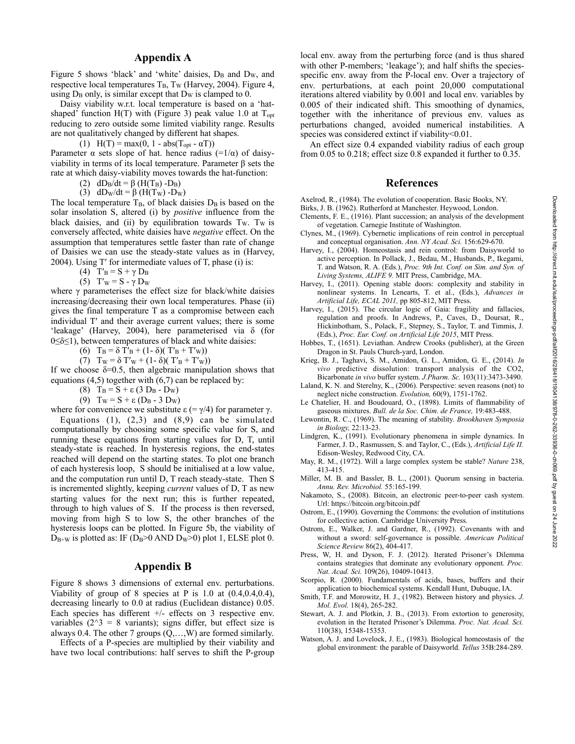## Appendix A

Figure 5 shows 'black' and 'white' daisies, $D_B$ and $D_W$, and respective local temperatures $T_B$, $T_W$ (Harvey, 2004). Figure 4, using $D_B$ only, is similar except that $D_W$ is clamped to 0.

Daisy viability w.r.t. local temperature is based on a 'hat-shaped' function H(T) with (Figure 3) peak value 1.0 at $T_{opt}$ reducing to zero outside some limited viability range. Results are not qualitatively changed by different hat shapes.

(1) $H(T) = \max(0, 1 - \text{abs}(T_{opt} - \alpha T))$

Parameter $\alpha$ sets slope of hat. hence radius ($=1/\alpha$) of daisy-viability in terms of its local temperature. Parameter $\beta$ sets the rate at which daisy-viability moves towards the hat-function:

(2) $dD_B/dt = \beta\,(H(T_B) - D_B)$

(3) $dD_W/dt = \beta\,(H(T_W) - D_W)$

The local temperature $T_B$, of black daisies $D_B$ is based on the solar insolation S, altered (i) by *positive* influence from the black daisies, and (ii) by equilibration towards $T_W$. $T_W$ is conversely affected, white daisies have *negative* effect. On the assumption that temperatures settle faster than rate of change of Daisies we can use the steady-state values as in (Harvey, 2004). Using T′ for intermediate values of T, phase (i) is:

(4) $T'_B = S + \gamma\, D_B$

(5) $T'_W = S - \gamma\, D_W$

where $\gamma$ parameterises the effect size for black/white daisies increasing/decreasing their own local temperatures. Phase (ii) gives the final temperature T as a compromise between each individual T′ and their average current values; there is some 'leakage' (Harvey, 2004), here parameterised via $\delta$ (for $0 \leq \delta \leq 1$), between temperatures of black and white daisies:

(6) $T_B = \delta\, T'_B + (1-\delta)(T'_B + T'_W)$

(7) $T_W = \delta\, T'_W + (1-\delta)(T'_B + T'_W)$

If we choose $\delta=0.5$, then algebraic manipulation shows that equations (4,5) together with (6,7) can be replaced by:

(8) $T_B = S + \varepsilon\,(3\, D_B - D_W)$

(9) $T_W = S + \varepsilon\,(D_B - 3\, D_W)$

where for convenience we substitute $\varepsilon$ ($= \gamma/4$) for parameter $\gamma$.

Equations (1), (2,3) and (8,9) can be simulated computationally by choosing some specific value for S, and running these equations from starting values for D, T, until steady-state is reached. In hysteresis regions, the end-states reached will depend on the starting states. To plot one branch of each hysteresis loop, S should be initialised at a low value, and the computation run until D, T reach steady-state. Then S is incremented slightly, keeping *current* values of D, T as new starting values for the next run; this is further repeated, through to high values of S. If the process is then reversed, moving from high S to low S, the other branches of the hysteresis loops can be plotted. In Figure 5b, the viability of $D_{B+W}$ is plotted as: IF ($D_B$>0 AND $D_W$>0) plot 1, ELSE plot 0.

## Appendix B

Figure 8 shows 3 dimensions of external env. perturbations. Viability of group of 8 species at P is 1.0 at (0.4,0.4,0.4), decreasing linearly to 0.0 at radius (Euclidean distance) 0.05. Each species has different +/- effects on 3 respective env. variables ($2^3$ = 8 variants); signs differ, but effect size is always 0.4. The other 7 groups (Q,…,W) are formed similarly.

Effects of a P-species are multiplied by their viability and have two local contributions: half serves to shift the P-group local env. away from the perturbing force (and is thus shared with other P-members; 'leakage'); and half shifts the species-specific env. away from the P-local env. Over a trajectory of env. perturbations, at each point 20,000 computational iterations altered viability by 0.001 and local env. variables by 0.005 of their indicated shift. This smoothing of dynamics, together with the inheritance of previous env. values as perturbations changed, avoided numerical instabilities. A species was considered extinct if viability<0.01.

An effect size 0.4 expanded viability radius of each group from 0.05 to 0.218; effect size 0.8 expanded it further to 0.35.

## References

Axelrod, R., (1984). The evolution of cooperation. Basic Books, NY.

Birks, J. B. (1962). Rutherford at Manchester. Heywood, London.

Clements, F. E., (1916). Plant succession; an analysis of the development of vegetation. Carnegie Institute of Washington.

Clynes, M., (1969). Cybernetic implications of rein control in perceptual and conceptual organisation. *Ann. NY Acad. Sci.* 156:629-670.

Harvey, I., (2004). Homeostasis and rein control: from Daisyworld to active perception. In Pollack, J., Bedau, M., Husbands, P., Ikegami, T. and Watson, R. A. (Eds.), *Proc. 9th Int. Conf. on Sim. and Syn. of Living Systems, ALIFE 9.* MIT Press, Cambridge, MA.

Harvey, I., (2011). Opening stable doors: complexity and stability in nonlinear systems. In Lenearts, T. et al., (Eds.), *Advances in Artificial Life, ECAL 2011,* pp 805-812, MIT Press.

Harvey, I., (2015). The circular logic of Gaia: fragility and fallacies, regulation and proofs. In Andrews, P., Caves, D., Doursat, R., Hickinbotham, S., Polack, F., Stepney, S., Taylor, T. and Timmis, J. (Eds.), *Proc. Eur. Conf. on Artificial Life 2015*, MIT Press.

Hobbes, T., (1651). Leviathan. Andrew Crooks (publisher), at the Green Dragon in St. Pauls Church-yard, London.

Krieg, B. J., Taghavi, S. M., Amidon, G. L., Amidon, G. E., (2014). *In vivo* predictive dissolution: transport analysis of the CO2, Bicarbonate *in vivo* buffer system. *J.Pharm. Sc.* 103(11):3473-3490.

Laland, K. N. and Sterelny, K., (2006). Perspective: seven reasons (not) to neglect niche construction. *Evolution,* 60(9), 1751-1762.

Le Chatelier, H. and Boudouard, O., (1898). Limits of flammability of gaseous mixtures. *Bull. de la Soc. Chim. de France,* 19:483-488.

Lewontin, R. C., (1969). The meaning of stability. *Brookhaven Symposia in Biology,* 22:13-23.

Lindgren, K., (1991). Evolutionary phenomena in simple dynamics. In Farmer, J. D., Rasmussen, S. and Taylor, C., (Eds.), *Artificial Life II.* Edison-Wesley, Redwood City, CA.

May, R. M., (1972). Will a large complex system be stable? *Nature* 238, 413-415.

Miller, M. B. and Bassler, B. L., (2001). Quorum sensing in bacteria. *Annu. Rev. Microbiol.* 55:165-199.

Nakamoto, S., (2008). Bitcoin, an electronic peer-to-peer cash system. Url: https://bitcoin.org/bitcoin.pdf

Ostrom, E., (1990). Governing the Commons: the evolution of institutions for collective action. Cambridge University Press.

Ostrom, E., Walker, J. and Gardner, R., (1992). Covenants with and without a sword: self-governance is possible. *American Political Science Review* 86(2), 404-417.

Press, W, H. and Dyson, F. J. (2012). Iterated Prisoner's Dilemma contains strategies that dominate any evolutionary opponent. *Proc. Nat. Acad. Sci.* 109(26), 10409-10413.

Scorpio, R. (2000). Fundamentals of acids, bases, buffers and their application to biochemical systems. Kendall Hunt, Dubuque, IA.

Smith, T.F. and Morowitz, H. J., (1982). Between history and physics. *J. Mol. Evol.* 18(4), 265-282.

Stewart, A. J. and Plotkin, J. B., (2013). From extortion to generosity, evolution in the Iterated Prisoner's Dilemma. *Proc. Nat. Acad. Sci.* 110(38), 15348-15353.

Watson, A. J. and Lovelock, J. E., (1983). Biological homeostasis of the global environment: the parable of Daisyworld. *Tellus* 35B:284-289.